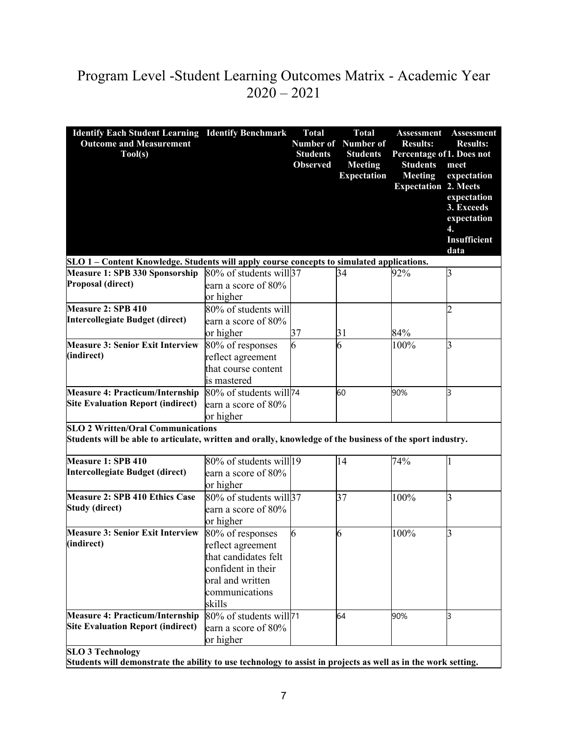# Program Level -Student Learning Outcomes Matrix - Academic Year 2020 – 2021

| Identify Each Student Learning Outcome and Measurement Tool(s) | Identify Benchmark | Total Number of Students Observed | Total Number of Students Meeting Expectation | Assessment Results: Percentage of Students Meeting Expectation | Assessment Results: 1. Does not meet expectation 2. Meets expectation 3. Exceeds expectation 4. Insufficient data |
|---|---|---|---|---|---|
| **SLO 1 – Content Knowledge. Students will apply course concepts to simulated applications.** | | | | | |
| **Measure 1: SPB 330 Sponsorship Proposal (direct)** | 80% of students will earn a score of 80% or higher | 37 | 34 | 92% | 3 |
| **Measure 2: SPB 410 Intercollegiate Budget (direct)** | 80% of students will earn a score of 80% or higher | 37 | 31 | 84% | 2 |
| **Measure 3: Senior Exit Interview (indirect)** | 80% of responses reflect agreement that course content is mastered | 6 | 6 | 100% | 3 |
| **Measure 4: Practicum/Internship Site Evaluation Report (indirect)** | 80% of students will earn a score of 80% or higher | 74 | 60 | 90% | 3 |
| **SLO 2 Written/Oral Communications** **Students will be able to articulate, written and orally, knowledge of the business of the sport industry.** | | | | | |
| **Measure 1: SPB 410 Intercollegiate Budget (direct)** | 80% of students will earn a score of 80% or higher | 19 | 14 | 74% | 1 |
| **Measure 2: SPB 410 Ethics Case Study (direct)** | 80% of students will earn a score of 80% or higher | 37 | 37 | 100% | 3 |
| **Measure 3: Senior Exit Interview (indirect)** | 80% of responses reflect agreement that candidates felt confident in their oral and written communications skills | 6 | 6 | 100% | 3 |
| **Measure 4: Practicum/Internship Site Evaluation Report (indirect)** | 80% of students will earn a score of 80% or higher | 71 | 64 | 90% | 3 |
| **SLO 3 Technology** **Students will demonstrate the ability to use technology to assist in projects as well as in the work setting.** | | | | | |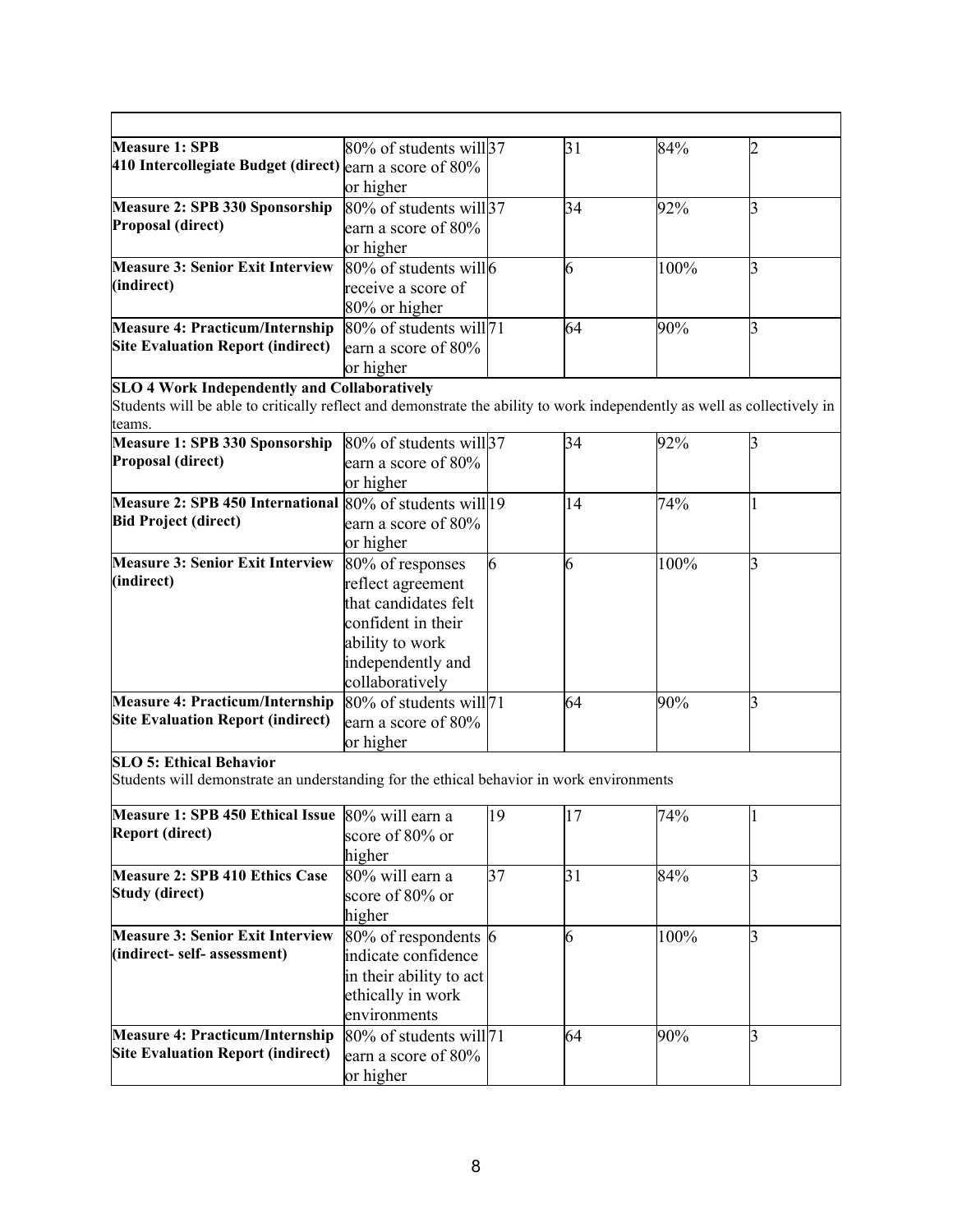| | | | | | |
|---|---|---|---|---|---|
| **Measure 1: SPB 410 Intercollegiate Budget (direct)** | 80% of students will earn a score of 80% or higher | 37 | 31 | 84% | 2 |
| **Measure 2: SPB 330 Sponsorship Proposal (direct)** | 80% of students will earn a score of 80% or higher | 37 | 34 | 92% | 3 |
| **Measure 3: Senior Exit Interview (indirect)** | 80% of students will receive a score of 80% or higher | 6 | 6 | 100% | 3 |
| **Measure 4: Practicum/Internship Site Evaluation Report (indirect)** | 80% of students will earn a score of 80% or higher | 71 | 64 | 90% | 3 |
| **SLO 4 Work Independently and Collaboratively** Students will be able to critically reflect and demonstrate the ability to work independently as well as collectively in teams. | | | | | |
| **Measure 1: SPB 330 Sponsorship Proposal (direct)** | 80% of students will earn a score of 80% or higher | 37 | 34 | 92% | 3 |
| **Measure 2: SPB 450 International Bid Project (direct)** | 80% of students will earn a score of 80% or higher | 19 | 14 | 74% | 1 |
| **Measure 3: Senior Exit Interview (indirect)** | 80% of responses reflect agreement that candidates felt confident in their ability to work independently and collaboratively | 6 | 6 | 100% | 3 |
| **Measure 4: Practicum/Internship Site Evaluation Report (indirect)** | 80% of students will earn a score of 80% or higher | 71 | 64 | 90% | 3 |
| **SLO 5: Ethical Behavior** Students will demonstrate an understanding for the ethical behavior in work environments | | | | | |
| **Measure 1: SPB 450 Ethical Issue Report (direct)** | 80% will earn a score of 80% or higher | 19 | 17 | 74% | 1 |
| **Measure 2: SPB 410 Ethics Case Study (direct)** | 80% will earn a score of 80% or higher | 37 | 31 | 84% | 3 |
| **Measure 3: Senior Exit Interview (indirect- self- assessment)** | 80% of respondents indicate confidence in their ability to act ethically in work environments | 6 | 6 | 100% | 3 |
| **Measure 4: Practicum/Internship Site Evaluation Report (indirect)** | 80% of students will earn a score of 80% or higher | 71 | 64 | 90% | 3 |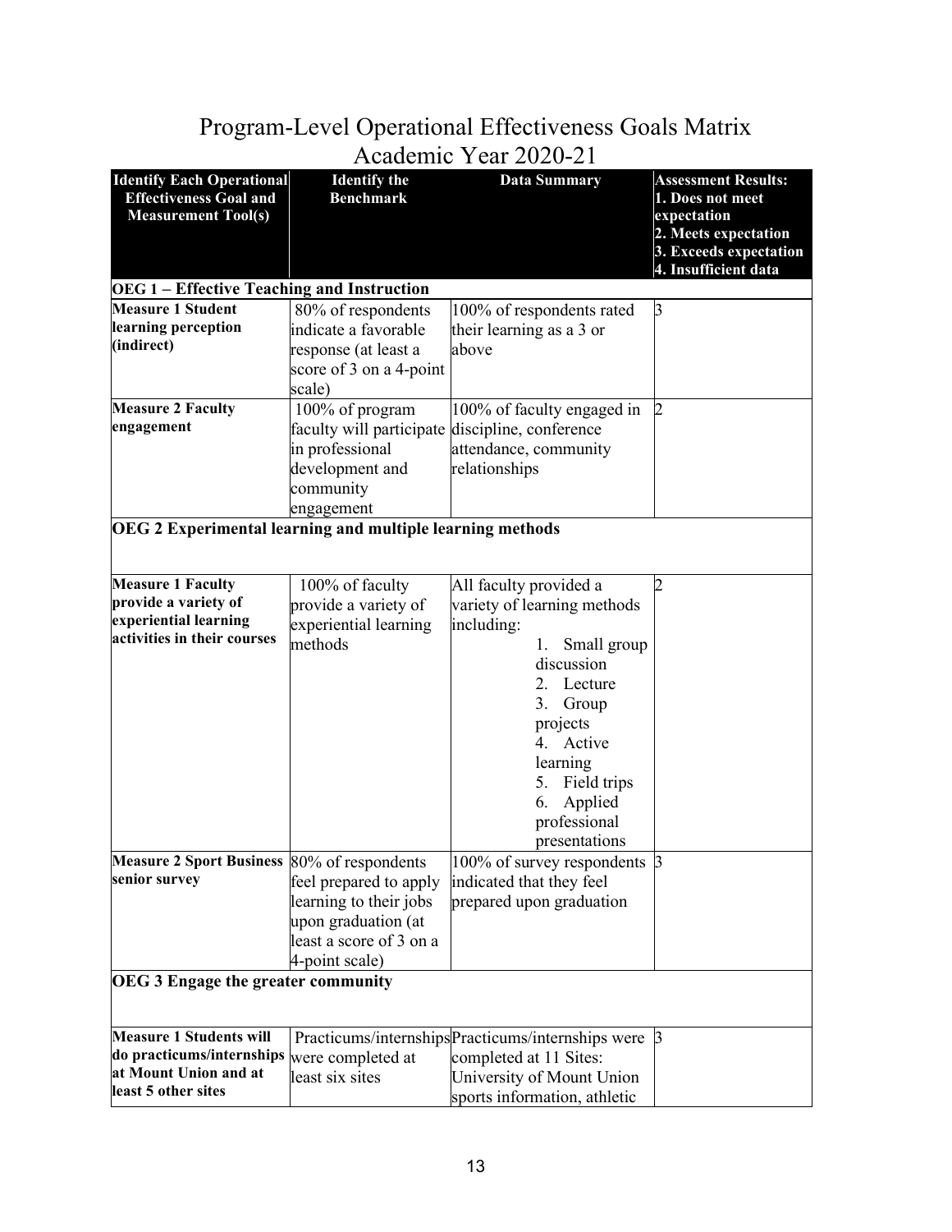# Program-Level Operational Effectiveness Goals Matrix
## Academic Year 2020-21

| Identify Each Operational Effectiveness Goal and Measurement Tool(s) | Identify the Benchmark | Data Summary | Assessment Results: 1. Does not meet expectation 2. Meets expectation 3. Exceeds expectation 4. Insufficient data |
|---|---|---|---|
| **OEG 1 – Effective Teaching and Instruction** | | | |
| **Measure 1 Student learning perception (indirect)** | 80% of respondents indicate a favorable response (at least a score of 3 on a 4-point scale) | 100% of respondents rated their learning as a 3 or above | 3 |
| **Measure 2 Faculty engagement** | 100% of program faculty will participate in professional development and community engagement | 100% of faculty engaged in discipline, conference attendance, community relationships | 2 |
| **OEG 2 Experimental learning and multiple learning methods** | | | |
| **Measure 1 Faculty provide a variety of experiential learning activities in their courses** | 100% of faculty provide a variety of experiential learning methods | All faculty provided a variety of learning methods including: 1. Small group discussion 2. Lecture 3. Group projects 4. Active learning 5. Field trips 6. Applied professional presentations | 2 |
| **Measure 2 Sport Business senior survey** | 80% of respondents feel prepared to apply learning to their jobs upon graduation (at least a score of 3 on a 4-point scale) | 100% of survey respondents indicated that they feel prepared upon graduation | 3 |
| **OEG 3 Engage the greater community** | | | |
| **Measure 1 Students will do practicums/internships at Mount Union and at least 5 other sites** | Practicums/internships were completed at least six sites | Practicums/internships were completed at 11 Sites: University of Mount Union sports information, athletic | 3 |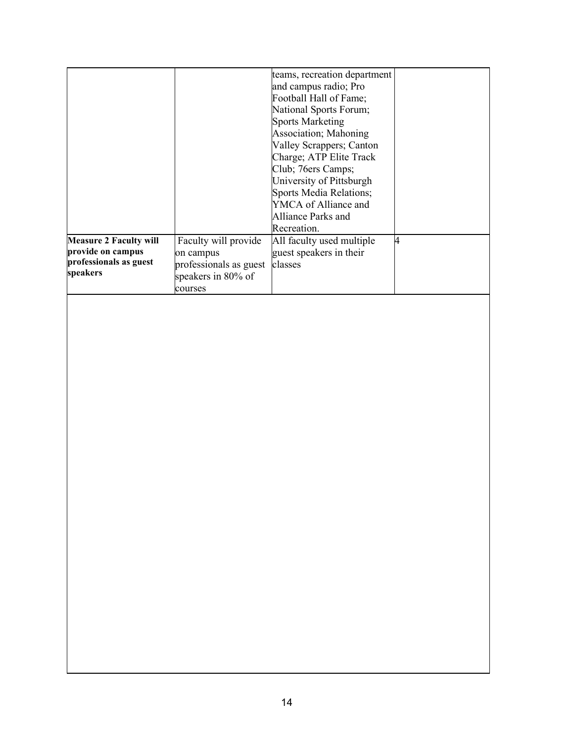| | | | |
|---|---|---|---|
| | | teams, recreation department and campus radio; Pro Football Hall of Fame; National Sports Forum; Sports Marketing Association; Mahoning Valley Scrappers; Canton Charge; ATP Elite Track Club; 76ers Camps; University of Pittsburgh Sports Media Relations; YMCA of Alliance and Alliance Parks and Recreation. | |
| **Measure 2 Faculty will provide on campus professionals as guest speakers** | Faculty will provide on campus professionals as guest speakers in 80% of courses | All faculty used multiple guest speakers in their classes | 4 |